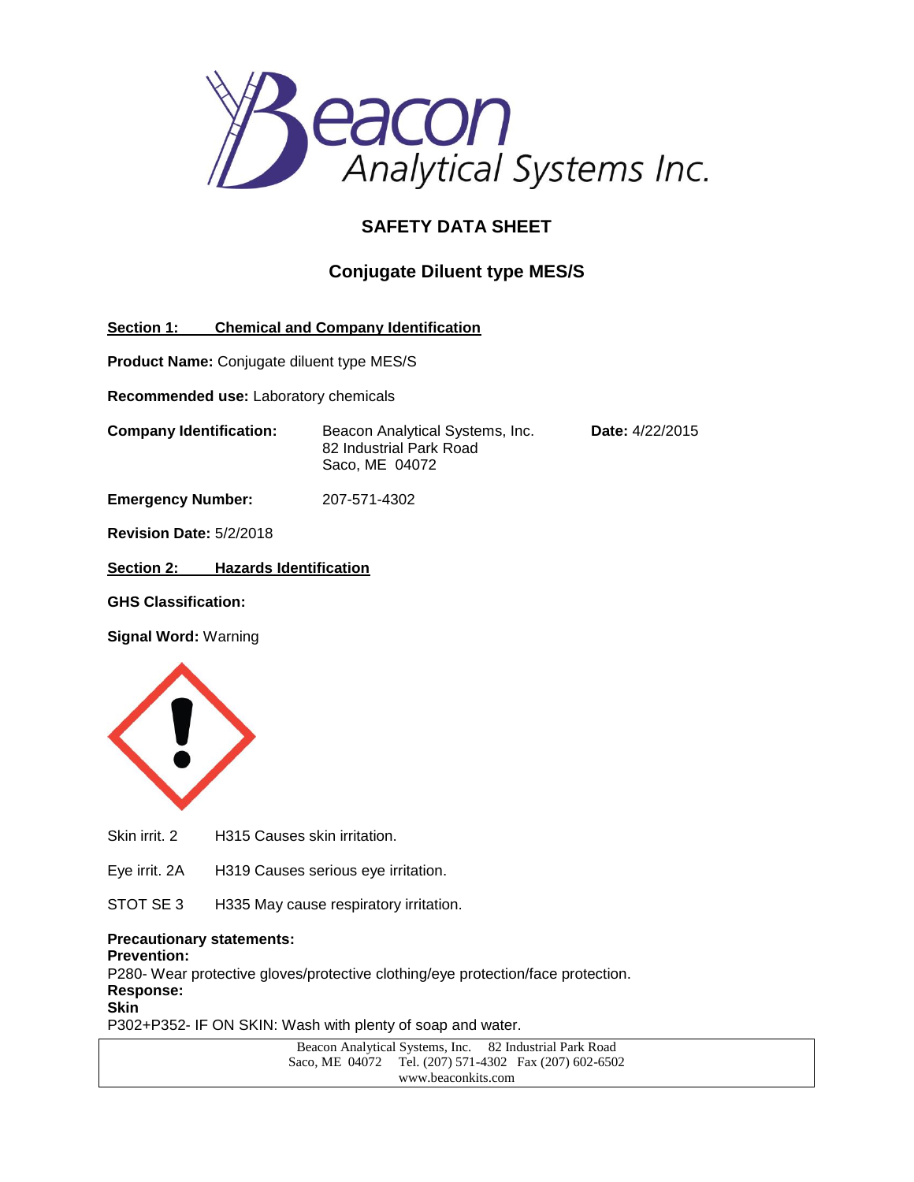# SAFETY DATA SHEET

## Conjugate Diluent type MES/S

### Section 1: Chemical and Company Identification

**Product Name:** Conjugate diluent type MES/S

**Recommended use:** Laboratory chemicals

**Company Identification:** Beacon Analytical Systems, Inc.
82 Industrial Park Road
Saco, ME 04072

**Date:** 4/22/2015

**Emergency Number:** 207-571-4302

**Revision Date:** 5/2/2018

### Section 2: Hazards Identification

**GHS Classification:**

**Signal Word:** Warning

| | |
|---|---|
| Skin irrit. 2 | H315 Causes skin irritation. |
| Eye irrit. 2A | H319 Causes serious eye irritation. |
| STOT SE 3 | H335 May cause respiratory irritation. |

**Precautionary statements:**

**Prevention:**

P280- Wear protective gloves/protective clothing/eye protection/face protection.

**Response:**

**Skin**

P302+P352- IF ON SKIN: Wash with plenty of soap and water.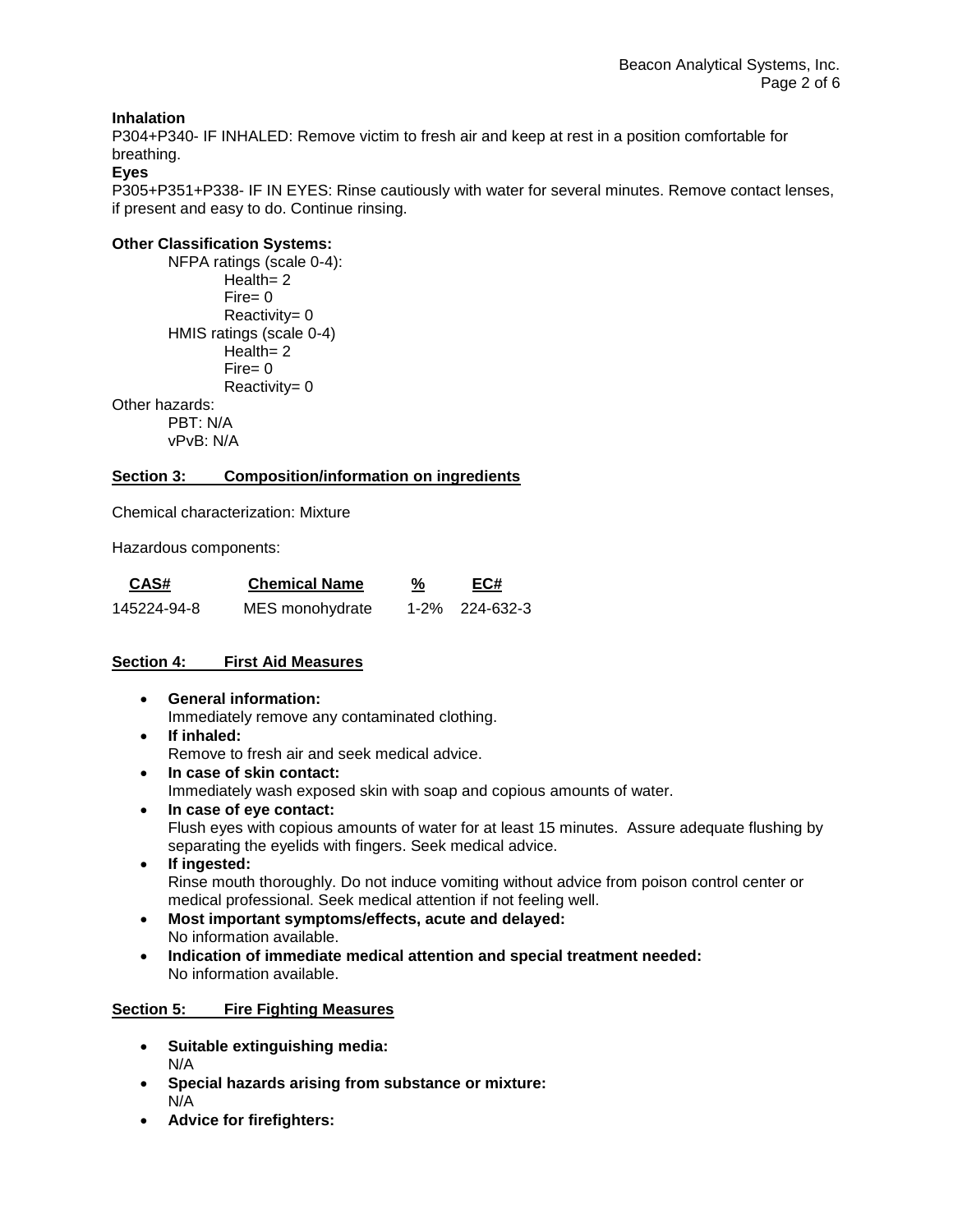**Inhalation**

P304+P340- IF INHALED: Remove victim to fresh air and keep at rest in a position comfortable for breathing.

**Eyes**

P305+P351+P338- IF IN EYES: Rinse cautiously with water for several minutes. Remove contact lenses, if present and easy to do. Continue rinsing.

**Other Classification Systems:**

- NFPA ratings (scale 0-4):
  - Health= 2
  - Fire= 0
  - Reactivity= 0
- HMIS ratings (scale 0-4)
  - Health= 2
  - Fire= 0
  - Reactivity= 0

Other hazards:

- PBT: N/A
- vPvB: N/A

## Section 3: Composition/information on ingredients

Chemical characterization: Mixture

Hazardous components:

| CAS# | Chemical Name | % | EC# |
|---|---|---|---|
| 145224-94-8 | MES monohydrate | 1-2% | 224-632-3 |

## Section 4: First Aid Measures

- **General information:**
  Immediately remove any contaminated clothing.
- **If inhaled:**
  Remove to fresh air and seek medical advice.
- **In case of skin contact:**
  Immediately wash exposed skin with soap and copious amounts of water.
- **In case of eye contact:**
  Flush eyes with copious amounts of water for at least 15 minutes. Assure adequate flushing by separating the eyelids with fingers. Seek medical advice.
- **If ingested:**
  Rinse mouth thoroughly. Do not induce vomiting without advice from poison control center or medical professional. Seek medical attention if not feeling well.
- **Most important symptoms/effects, acute and delayed:**
  No information available.
- **Indication of immediate medical attention and special treatment needed:**
  No information available.

## Section 5: Fire Fighting Measures

- **Suitable extinguishing media:**
  N/A
- **Special hazards arising from substance or mixture:**
  N/A
- **Advice for firefighters:**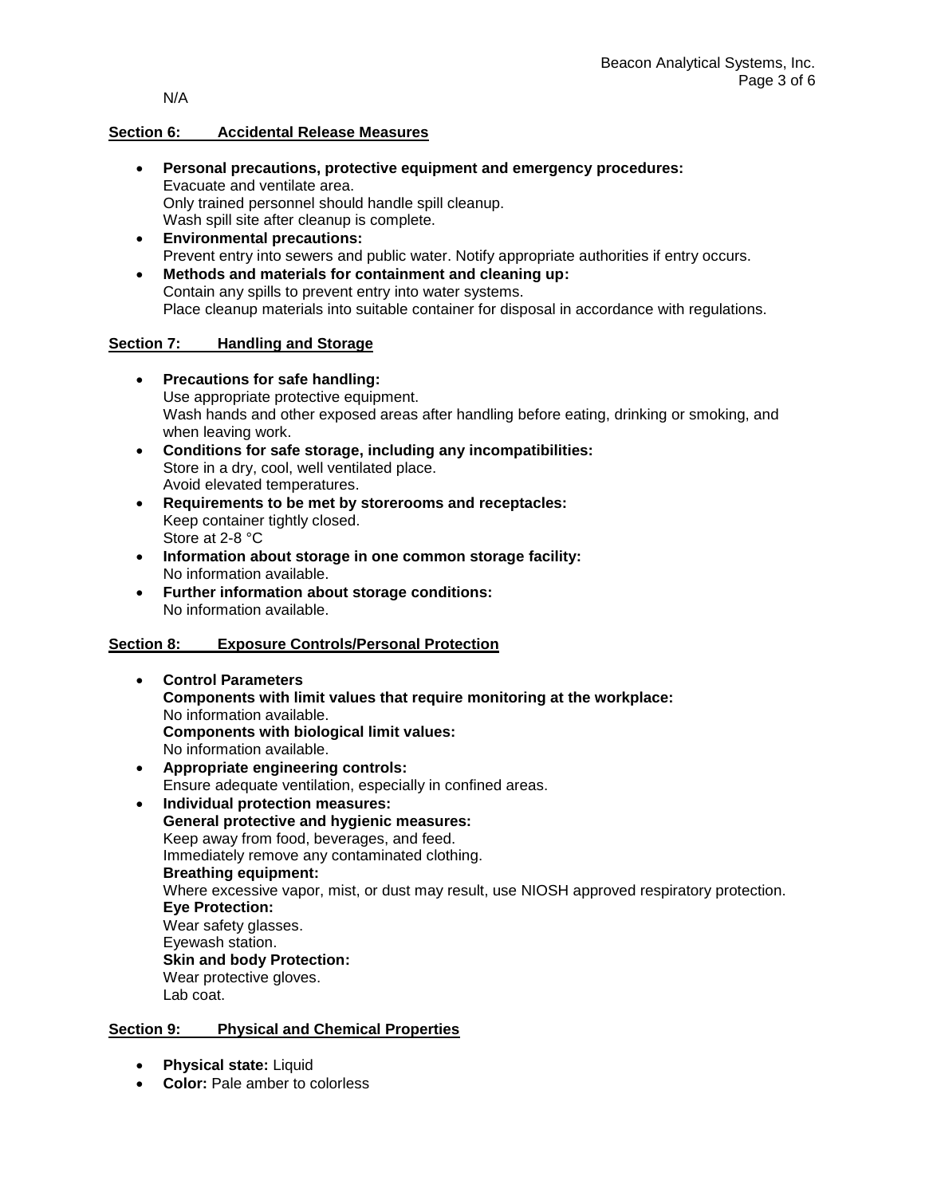N/A

## Section 6: Accidental Release Measures

- **Personal precautions, protective equipment and emergency procedures:**
  Evacuate and ventilate area.
  Only trained personnel should handle spill cleanup.
  Wash spill site after cleanup is complete.
- **Environmental precautions:**
  Prevent entry into sewers and public water. Notify appropriate authorities if entry occurs.
- **Methods and materials for containment and cleaning up:**
  Contain any spills to prevent entry into water systems.
  Place cleanup materials into suitable container for disposal in accordance with regulations.

## Section 7: Handling and Storage

- **Precautions for safe handling:**
  Use appropriate protective equipment.
  Wash hands and other exposed areas after handling before eating, drinking or smoking, and when leaving work.
- **Conditions for safe storage, including any incompatibilities:**
  Store in a dry, cool, well ventilated place.
  Avoid elevated temperatures.
- **Requirements to be met by storerooms and receptacles:**
  Keep container tightly closed.
  Store at 2-8 °C
- **Information about storage in one common storage facility:**
  No information available.
- **Further information about storage conditions:**
  No information available.

## Section 8: Exposure Controls/Personal Protection

- **Control Parameters**
  **Components with limit values that require monitoring at the workplace:**
  No information available.
  **Components with biological limit values:**
  No information available.
- **Appropriate engineering controls:**
  Ensure adequate ventilation, especially in confined areas.
- **Individual protection measures:**
  **General protective and hygienic measures:**
  Keep away from food, beverages, and feed.
  Immediately remove any contaminated clothing.
  **Breathing equipment:**
  Where excessive vapor, mist, or dust may result, use NIOSH approved respiratory protection.
  **Eye Protection:**
  Wear safety glasses.
  Eyewash station.
  **Skin and body Protection:**
  Wear protective gloves.
  Lab coat.

## Section 9: Physical and Chemical Properties

- **Physical state:** Liquid
- **Color:** Pale amber to colorless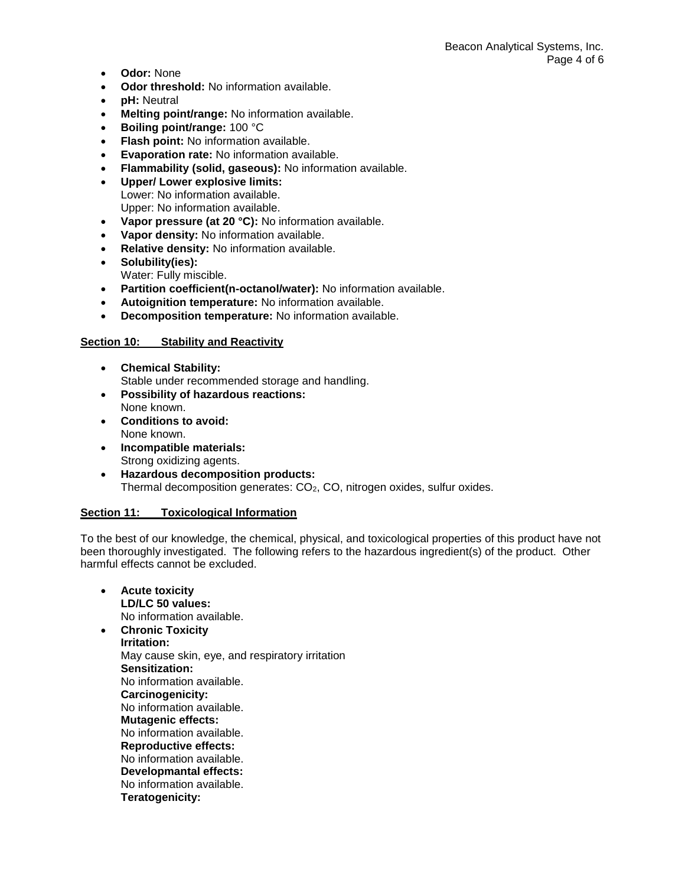- **Odor:** None
- **Odor threshold:** No information available.
- **pH:** Neutral
- **Melting point/range:** No information available.
- **Boiling point/range:** 100 °C
- **Flash point:** No information available.
- **Evaporation rate:** No information available.
- **Flammability (solid, gaseous):** No information available.
- **Upper/ Lower explosive limits:**
  Lower: No information available.
  Upper: No information available.
- **Vapor pressure (at 20 °C):** No information available.
- **Vapor density:** No information available.
- **Relative density:** No information available.
- **Solubility(ies):**
  Water: Fully miscible.
- **Partition coefficient(n-octanol/water):** No information available.
- **Autoignition temperature:** No information available.
- **Decomposition temperature:** No information available.

## Section 10: Stability and Reactivity

- **Chemical Stability:**
  Stable under recommended storage and handling.
- **Possibility of hazardous reactions:**
  None known.
- **Conditions to avoid:**
  None known.
- **Incompatible materials:**
  Strong oxidizing agents.
- **Hazardous decomposition products:**
  Thermal decomposition generates: $CO_2$, CO, nitrogen oxides, sulfur oxides.

## Section 11: Toxicological Information

To the best of our knowledge, the chemical, physical, and toxicological properties of this product have not been thoroughly investigated. The following refers to the hazardous ingredient(s) of the product. Other harmful effects cannot be excluded.

- **Acute toxicity**
  **LD/LC 50 values:**
  No information available.
- **Chronic Toxicity**
  **Irritation:**
  May cause skin, eye, and respiratory irritation
  **Sensitization:**
  No information available.
  **Carcinogenicity:**
  No information available.
  **Mutagenic effects:**
  No information available.
  **Reproductive effects:**
  No information available.
  **Developmantal effects:**
  No information available.
  **Teratogenicity:**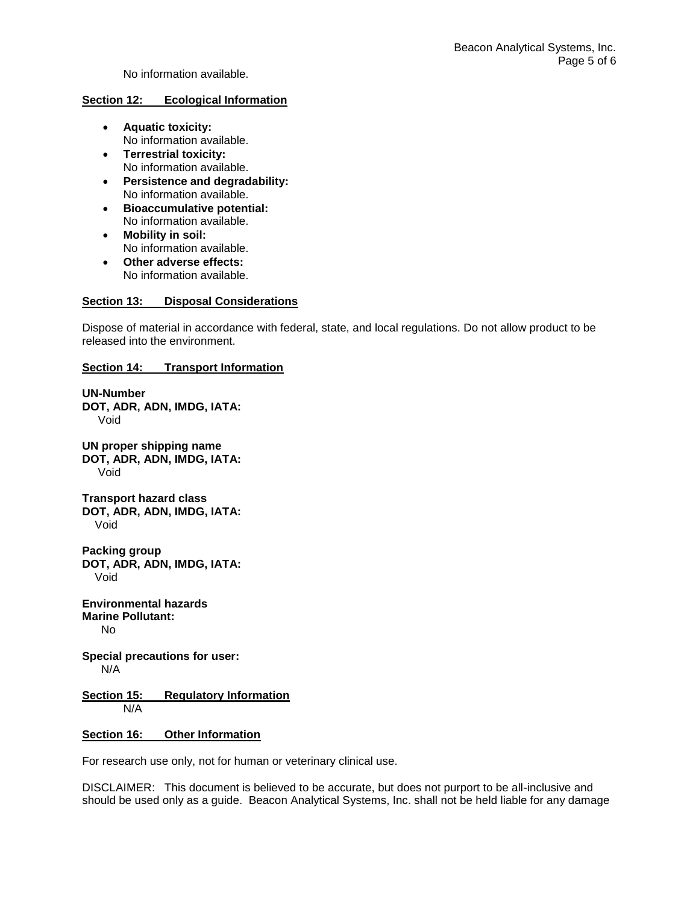No information available.

## Section 12: Ecological Information

- **Aquatic toxicity:**
  No information available.
- **Terrestrial toxicity:**
  No information available.
- **Persistence and degradability:**
  No information available.
- **Bioaccumulative potential:**
  No information available.
- **Mobility in soil:**
  No information available.
- **Other adverse effects:**
  No information available.

## Section 13: Disposal Considerations

Dispose of material in accordance with federal, state, and local regulations. Do not allow product to be released into the environment.

## Section 14: Transport Information

**UN-Number**
**DOT, ADR, ADN, IMDG, IATA:**
Void

**UN proper shipping name**
**DOT, ADR, ADN, IMDG, IATA:**
Void

**Transport hazard class**
**DOT, ADR, ADN, IMDG, IATA:**
Void

**Packing group**
**DOT, ADR, ADN, IMDG, IATA:**
Void

**Environmental hazards**
**Marine Pollutant:**
No

**Special precautions for user:**
N/A

## Section 15: Regulatory Information

N/A

## Section 16: Other Information

For research use only, not for human or veterinary clinical use.

DISCLAIMER: This document is believed to be accurate, but does not purport to be all-inclusive and should be used only as a guide. Beacon Analytical Systems, Inc. shall not be held liable for any damage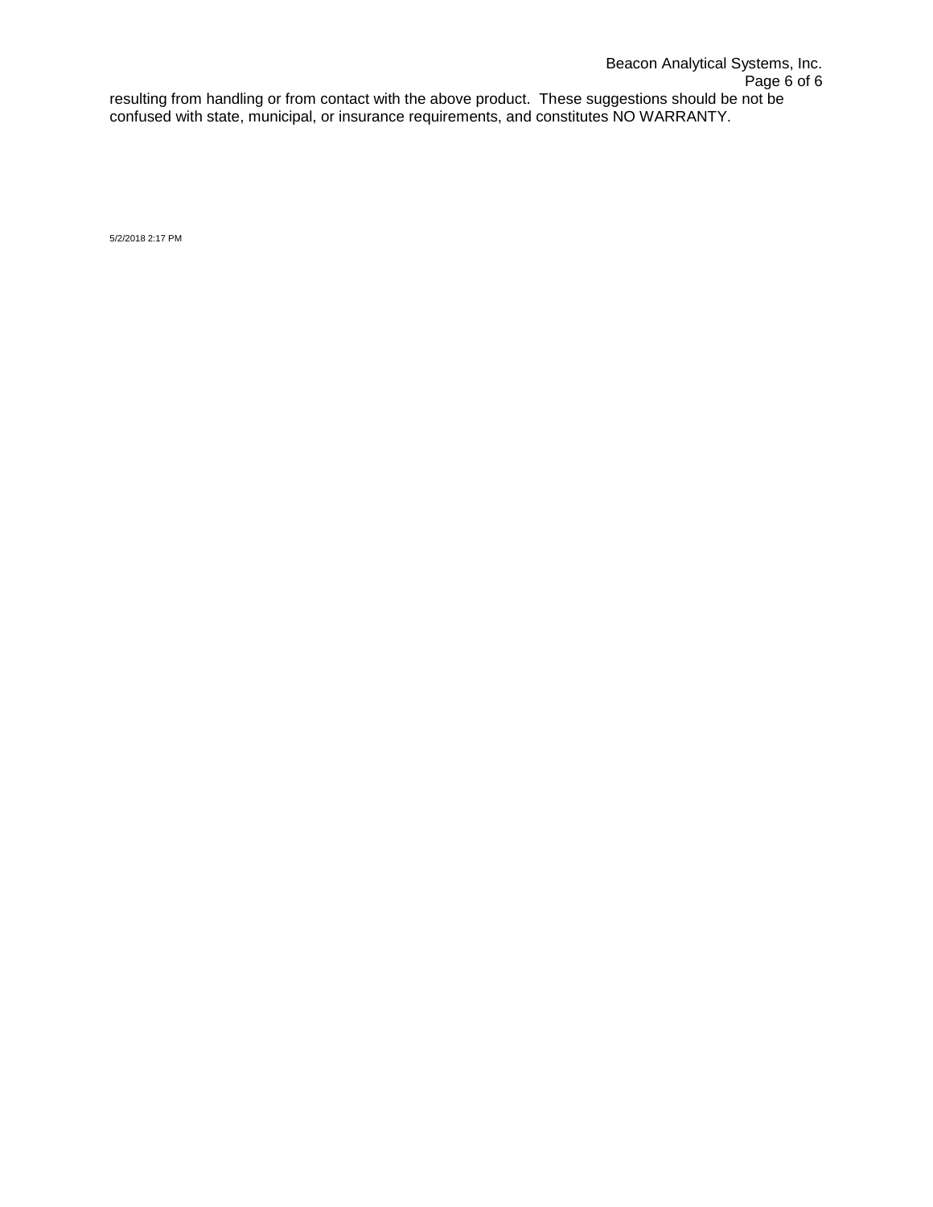resulting from handling or from contact with the above product. These suggestions should be not be confused with state, municipal, or insurance requirements, and constitutes NO WARRANTY.

5/2/2018 2:17 PM